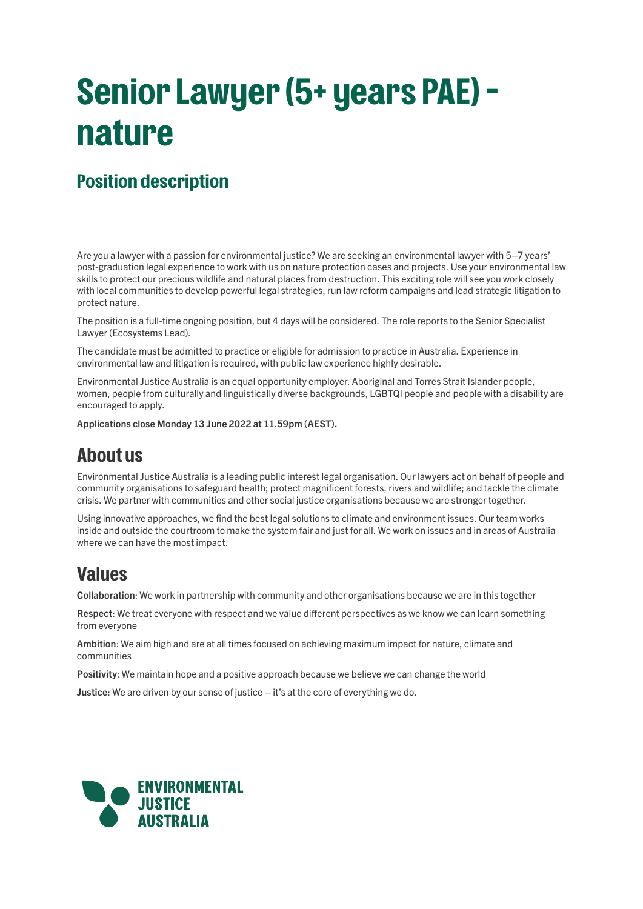# Senior Lawyer (5+ years PAE) - nature

## Position description

Are you a lawyer with a passion for environmental justice? We are seeking an environmental lawyer with 5–7 years' post-graduation legal experience to work with us on nature protection cases and projects. Use your environmental law skills to protect our precious wildlife and natural places from destruction. This exciting role will see you work closely with local communities to develop powerful legal strategies, run law reform campaigns and lead strategic litigation to protect nature.

The position is a full-time ongoing position, but 4 days will be considered. The role reports to the Senior Specialist Lawyer (Ecosystems Lead).

The candidate must be admitted to practice or eligible for admission to practice in Australia. Experience in environmental law and litigation is required, with public law experience highly desirable.

Environmental Justice Australia is an equal opportunity employer. Aboriginal and Torres Strait Islander people, women, people from culturally and linguistically diverse backgrounds, LGBTQI people and people with a disability are encouraged to apply.

**Applications close Monday 13 June 2022 at 11.59pm (AEST).**

## About us

Environmental Justice Australia is a leading public interest legal organisation. Our lawyers act on behalf of people and community organisations to safeguard health; protect magnificent forests, rivers and wildlife; and tackle the climate crisis. We partner with communities and other social justice organisations because we are stronger together.

Using innovative approaches, we find the best legal solutions to climate and environment issues. Our team works inside and outside the courtroom to make the system fair and just for all. We work on issues and in areas of Australia where we can have the most impact.

## Values

**Collaboration**: We work in partnership with community and other organisations because we are in this together

**Respect**: We treat everyone with respect and we value different perspectives as we know we can learn something from everyone

**Ambition**: We aim high and are at all times focused on achieving maximum impact for nature, climate and communities

**Positivity**: We maintain hope and a positive approach because we believe we can change the world

**Justice**: We are driven by our sense of justice – it's at the core of everything we do.

ENVIRONMENTAL JUSTICE AUSTRALIA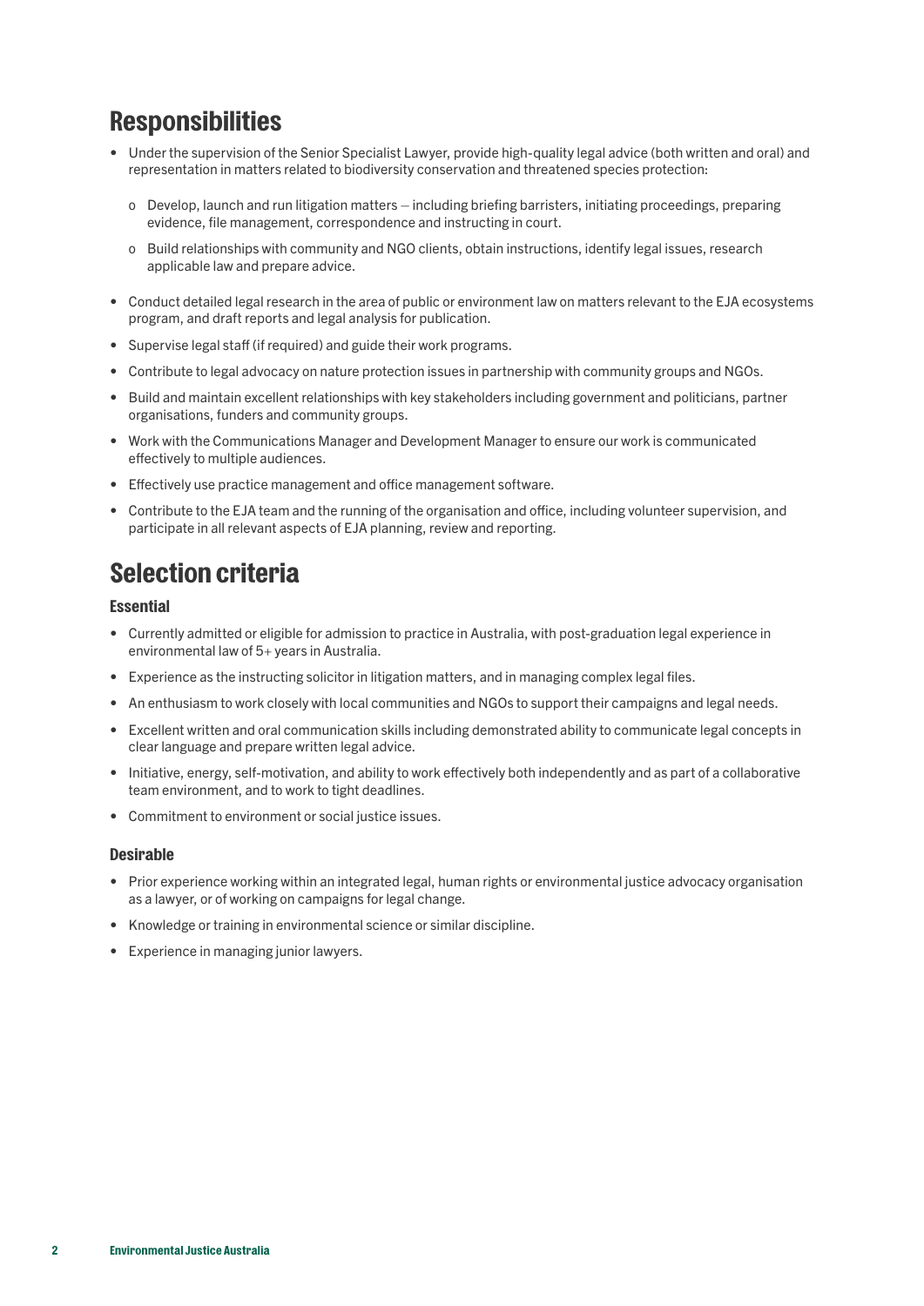## Responsibilities

- Under the supervision of the Senior Specialist Lawyer, provide high-quality legal advice (both written and oral) and representation in matters related to biodiversity conservation and threatened species protection:
  - Develop, launch and run litigation matters – including briefing barristers, initiating proceedings, preparing evidence, file management, correspondence and instructing in court.
  - Build relationships with community and NGO clients, obtain instructions, identify legal issues, research applicable law and prepare advice.
- Conduct detailed legal research in the area of public or environment law on matters relevant to the EJA ecosystems program, and draft reports and legal analysis for publication.
- Supervise legal staff (if required) and guide their work programs.
- Contribute to legal advocacy on nature protection issues in partnership with community groups and NGOs.
- Build and maintain excellent relationships with key stakeholders including government and politicians, partner organisations, funders and community groups.
- Work with the Communications Manager and Development Manager to ensure our work is communicated effectively to multiple audiences.
- Effectively use practice management and office management software.
- Contribute to the EJA team and the running of the organisation and office, including volunteer supervision, and participate in all relevant aspects of EJA planning, review and reporting.

## Selection criteria

### Essential

- Currently admitted or eligible for admission to practice in Australia, with post-graduation legal experience in environmental law of 5+ years in Australia.
- Experience as the instructing solicitor in litigation matters, and in managing complex legal files.
- An enthusiasm to work closely with local communities and NGOs to support their campaigns and legal needs.
- Excellent written and oral communication skills including demonstrated ability to communicate legal concepts in clear language and prepare written legal advice.
- Initiative, energy, self-motivation, and ability to work effectively both independently and as part of a collaborative team environment, and to work to tight deadlines.
- Commitment to environment or social justice issues.

### Desirable

- Prior experience working within an integrated legal, human rights or environmental justice advocacy organisation as a lawyer, or of working on campaigns for legal change.
- Knowledge or training in environmental science or similar discipline.
- Experience in managing junior lawyers.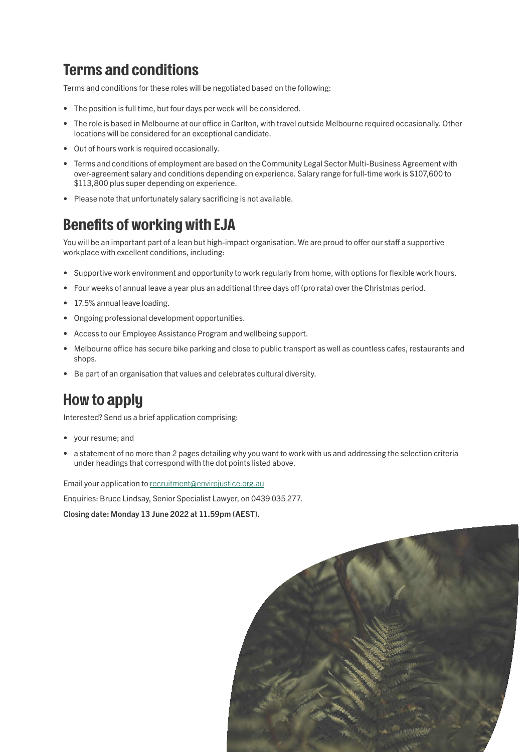## Terms and conditions

Terms and conditions for these roles will be negotiated based on the following:

- The position is full time, but four days per week will be considered.
- The role is based in Melbourne at our office in Carlton, with travel outside Melbourne required occasionally. Other locations will be considered for an exceptional candidate.
- Out of hours work is required occasionally.
- Terms and conditions of employment are based on the Community Legal Sector Multi-Business Agreement with over-agreement salary and conditions depending on experience. Salary range for full-time work is $107,600 to $113,800 plus super depending on experience.
- Please note that unfortunately salary sacrificing is not available.

## Benefits of working with EJA

You will be an important part of a lean but high-impact organisation. We are proud to offer our staff a supportive workplace with excellent conditions, including:

- Supportive work environment and opportunity to work regularly from home, with options for flexible work hours.
- Four weeks of annual leave a year plus an additional three days off (pro rata) over the Christmas period.
- 17.5% annual leave loading.
- Ongoing professional development opportunities.
- Access to our Employee Assistance Program and wellbeing support.
- Melbourne office has secure bike parking and close to public transport as well as countless cafes, restaurants and shops.
- Be part of an organisation that values and celebrates cultural diversity.

## How to apply

Interested? Send us a brief application comprising:

- your resume; and
- a statement of no more than 2 pages detailing why you want to work with us and addressing the selection criteria under headings that correspond with the dot points listed above.

Email your application to recruitment@envirojustice.org.au

Enquiries: Bruce Lindsay, Senior Specialist Lawyer, on 0439 035 277.

**Closing date: Monday 13 June 2022 at 11.59pm (AEST).**